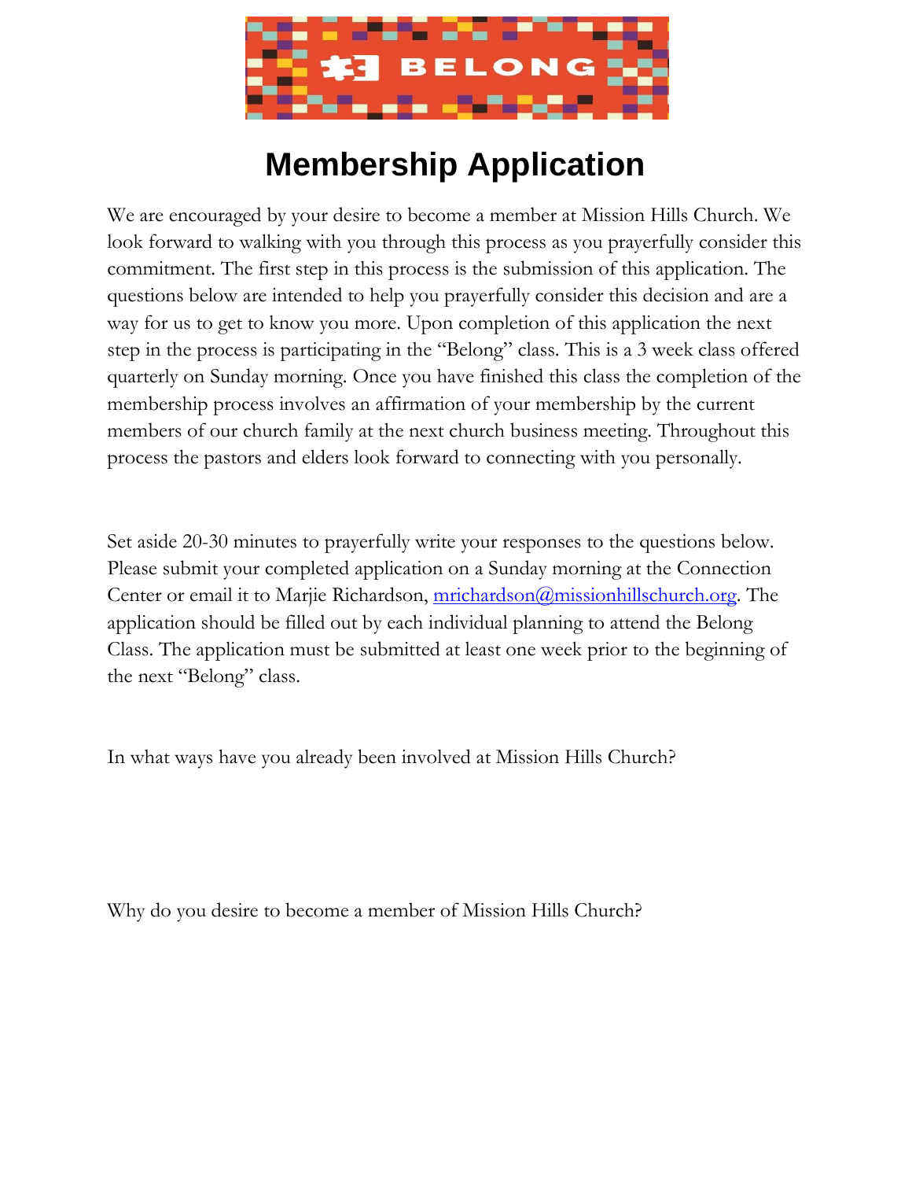BELONG

# Membership Application

We are encouraged by your desire to become a member at Mission Hills Church. We look forward to walking with you through this process as you prayerfully consider this commitment. The first step in this process is the submission of this application. The questions below are intended to help you prayerfully consider this decision and are a way for us to get to know you more. Upon completion of this application the next step in the process is participating in the "Belong" class. This is a 3 week class offered quarterly on Sunday morning. Once you have finished this class the completion of the membership process involves an affirmation of your membership by the current members of our church family at the next church business meeting. Throughout this process the pastors and elders look forward to connecting with you personally.

Set aside 20-30 minutes to prayerfully write your responses to the questions below. Please submit your completed application on a Sunday morning at the Connection Center or email it to Marjie Richardson, mrichardson@missionhillschurch.org. The application should be filled out by each individual planning to attend the Belong Class. The application must be submitted at least one week prior to the beginning of the next "Belong" class.

In what ways have you already been involved at Mission Hills Church?

Why do you desire to become a member of Mission Hills Church?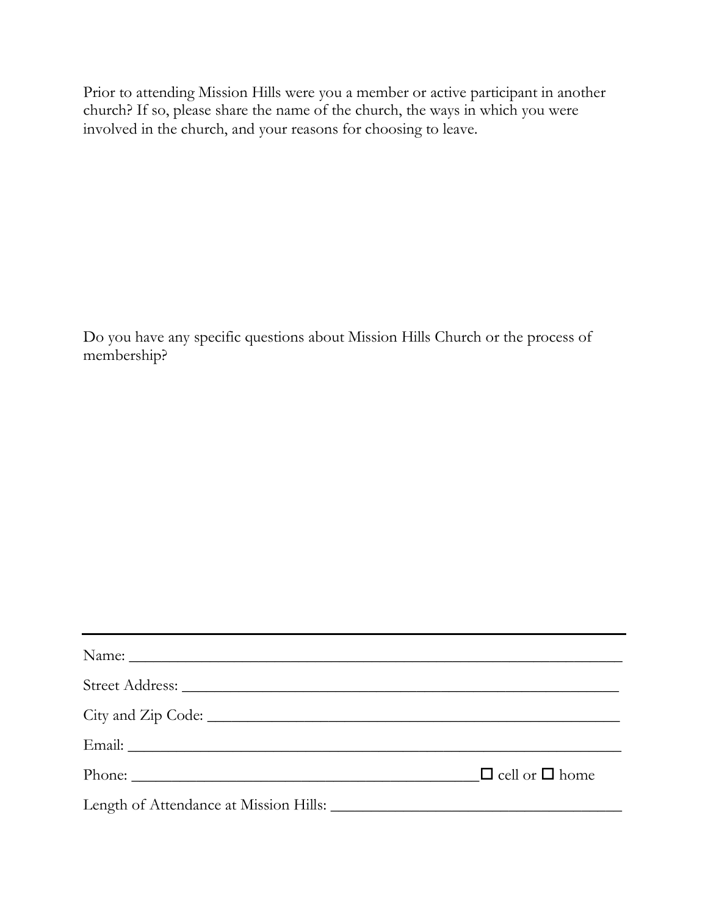Prior to attending Mission Hills were you a member or active participant in another church? If so, please share the name of the church, the ways in which you were involved in the church, and your reasons for choosing to leave.

Do you have any specific questions about Mission Hills Church or the process of membership?

---

Name: ____________________________________________________________

Street Address: ______________________________________________________

City and Zip Code: ___________________________________________________

Email: ____________________________________________________________

Phone: _________________________________________ ☐ cell or ☐ home

Length of Attendance at Mission Hills: ___________________________________